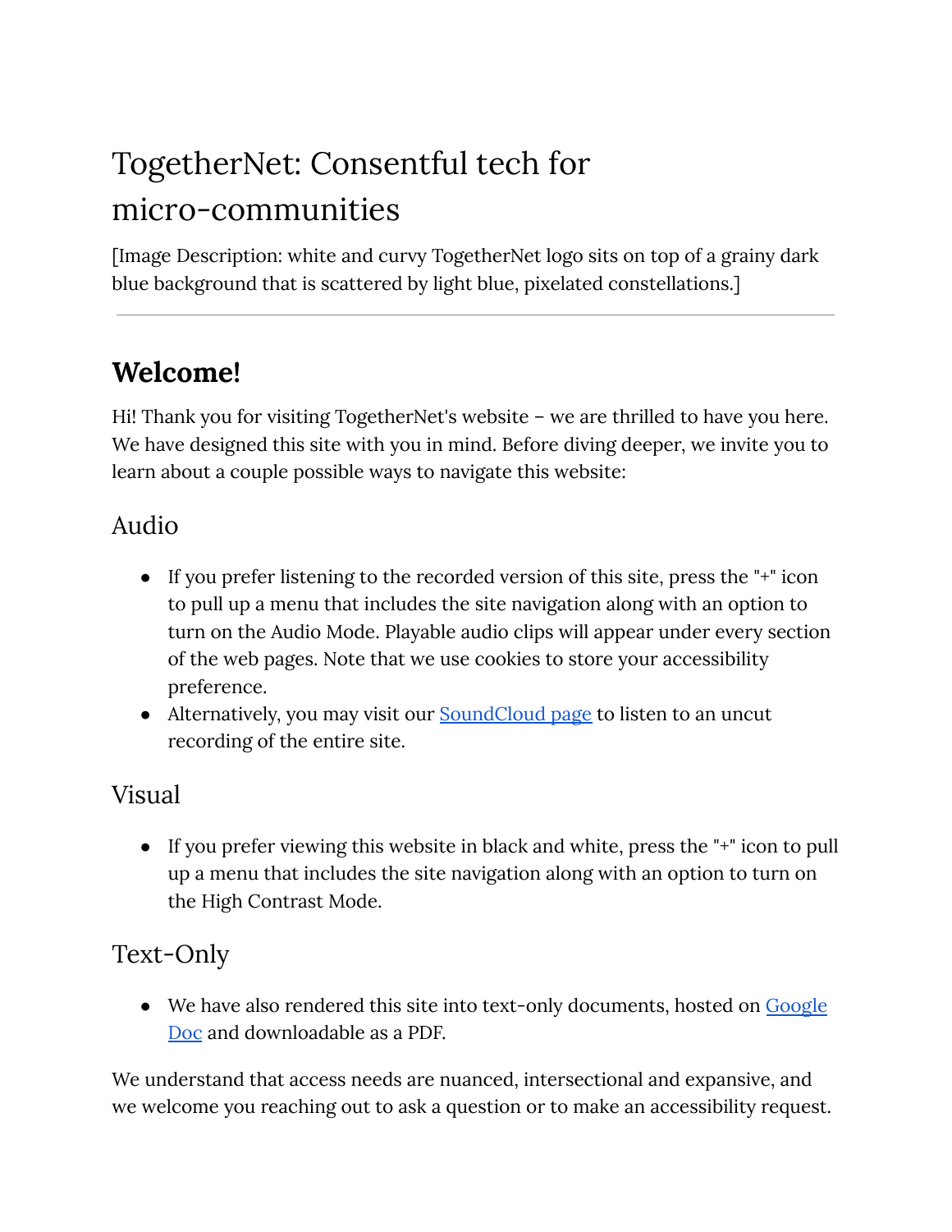# TogetherNet: Consentful tech for micro-communities

[Image Description: white and curvy TogetherNet logo sits on top of a grainy dark blue background that is scattered by light blue, pixelated constellations.]

---

## Welcome!

Hi! Thank you for visiting TogetherNet's website – we are thrilled to have you here. We have designed this site with you in mind. Before diving deeper, we invite you to learn about a couple possible ways to navigate this website:

### Audio

- If you prefer listening to the recorded version of this site, press the "+" icon to pull up a menu that includes the site navigation along with an option to turn on the Audio Mode. Playable audio clips will appear under every section of the web pages. Note that we use cookies to store your accessibility preference.
- Alternatively, you may visit our SoundCloud page to listen to an uncut recording of the entire site.

### Visual

- If you prefer viewing this website in black and white, press the "+" icon to pull up a menu that includes the site navigation along with an option to turn on the High Contrast Mode.

### Text-Only

- We have also rendered this site into text-only documents, hosted on Google Doc and downloadable as a PDF.

We understand that access needs are nuanced, intersectional and expansive, and we welcome you reaching out to ask a question or to make an accessibility request.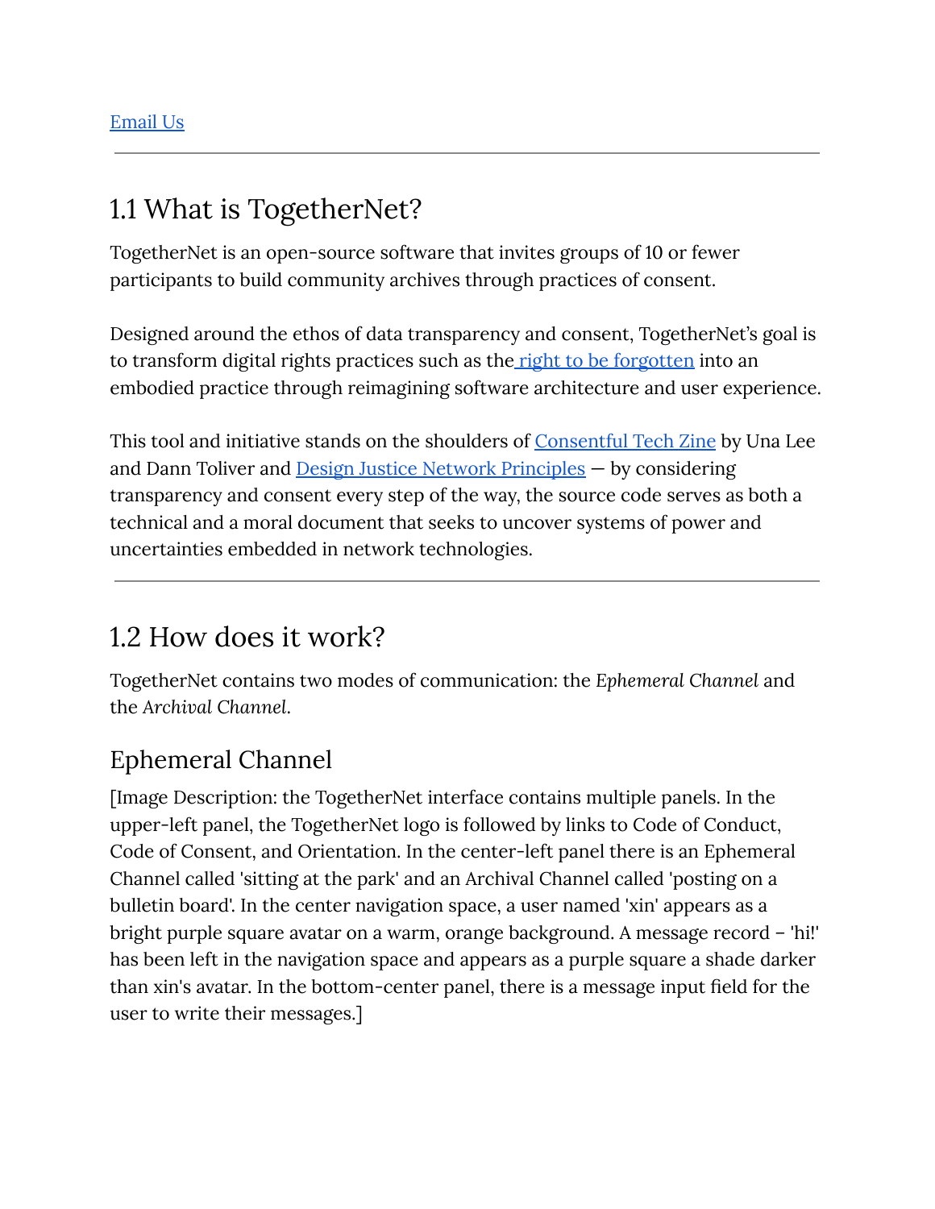Email Us

---

## 1.1 What is TogetherNet?

TogetherNet is an open-source software that invites groups of 10 or fewer participants to build community archives through practices of consent.

Designed around the ethos of data transparency and consent, TogetherNet's goal is to transform digital rights practices such as the right to be forgotten into an embodied practice through reimagining software architecture and user experience.

This tool and initiative stands on the shoulders of Consentful Tech Zine by Una Lee and Dann Toliver and Design Justice Network Principles — by considering transparency and consent every step of the way, the source code serves as both a technical and a moral document that seeks to uncover systems of power and uncertainties embedded in network technologies.

---

## 1.2 How does it work?

TogetherNet contains two modes of communication: the *Ephemeral Channel* and the *Archival Channel*.

### Ephemeral Channel

[Image Description: the TogetherNet interface contains multiple panels. In the upper-left panel, the TogetherNet logo is followed by links to Code of Conduct, Code of Consent, and Orientation. In the center-left panel there is an Ephemeral Channel called 'sitting at the park' and an Archival Channel called 'posting on a bulletin board'. In the center navigation space, a user named 'xin' appears as a bright purple square avatar on a warm, orange background. A message record – 'hi!' has been left in the navigation space and appears as a purple square a shade darker than xin's avatar. In the bottom-center panel, there is a message input field for the user to write their messages.]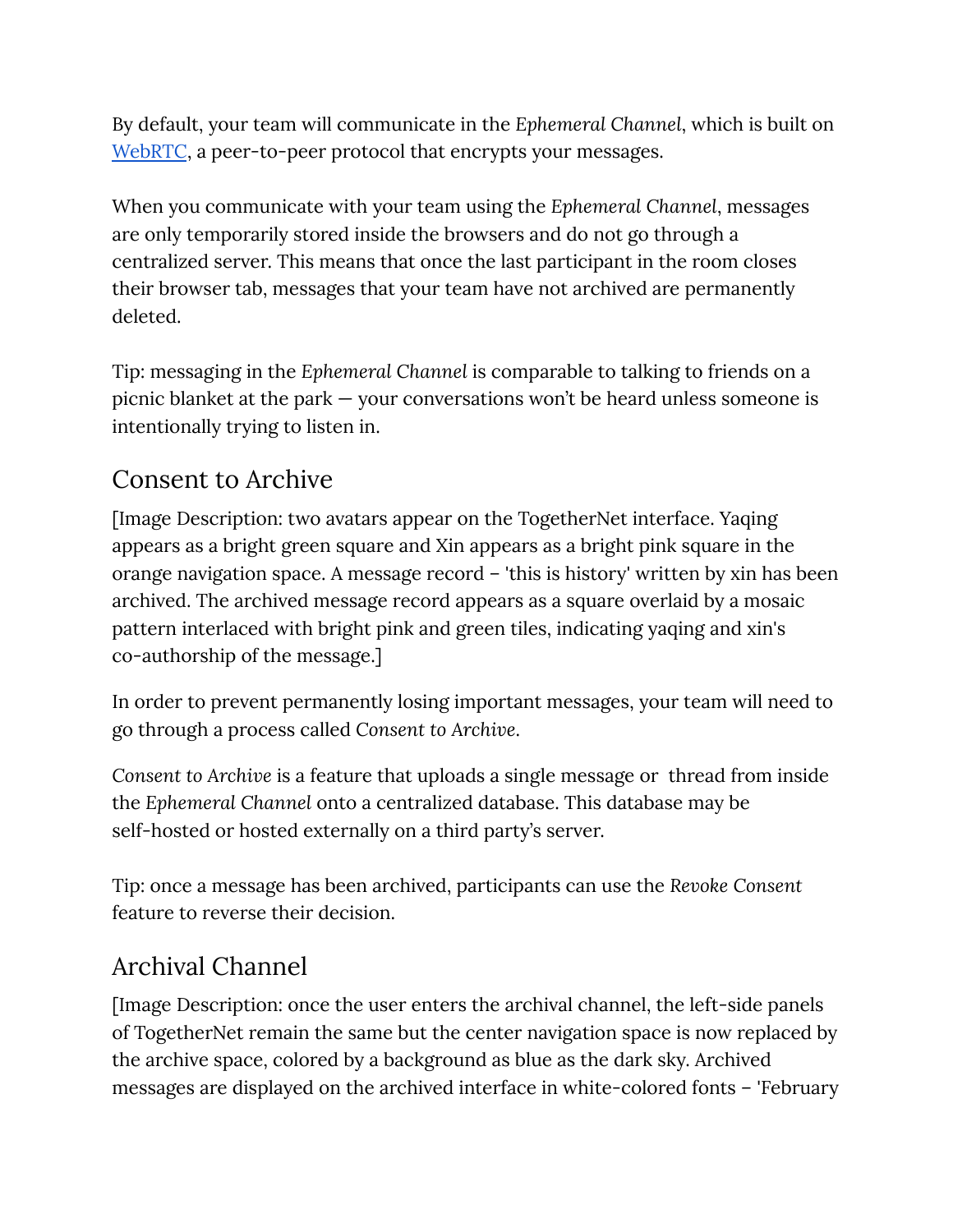By default, your team will communicate in the *Ephemeral Channel*, which is built on [WebRTC](), a peer-to-peer protocol that encrypts your messages.

When you communicate with your team using the *Ephemeral Channel*, messages are only temporarily stored inside the browsers and do not go through a centralized server. This means that once the last participant in the room closes their browser tab, messages that your team have not archived are permanently deleted.

Tip: messaging in the *Ephemeral Channel* is comparable to talking to friends on a picnic blanket at the park — your conversations won't be heard unless someone is intentionally trying to listen in.

## Consent to Archive

[Image Description: two avatars appear on the TogetherNet interface. Yaqing appears as a bright green square and Xin appears as a bright pink square in the orange navigation space. A message record – 'this is history' written by xin has been archived. The archived message record appears as a square overlaid by a mosaic pattern interlaced with bright pink and green tiles, indicating yaqing and xin's co-authorship of the message.]

In order to prevent permanently losing important messages, your team will need to go through a process called *Consent to Archive*.

*Consent to Archive* is a feature that uploads a single message or thread from inside the *Ephemeral Channel* onto a centralized database. This database may be self-hosted or hosted externally on a third party's server.

Tip: once a message has been archived, participants can use the *Revoke Consent* feature to reverse their decision.

## Archival Channel

[Image Description: once the user enters the archival channel, the left-side panels of TogetherNet remain the same but the center navigation space is now replaced by the archive space, colored by a background as blue as the dark sky. Archived messages are displayed on the archived interface in white-colored fonts – 'February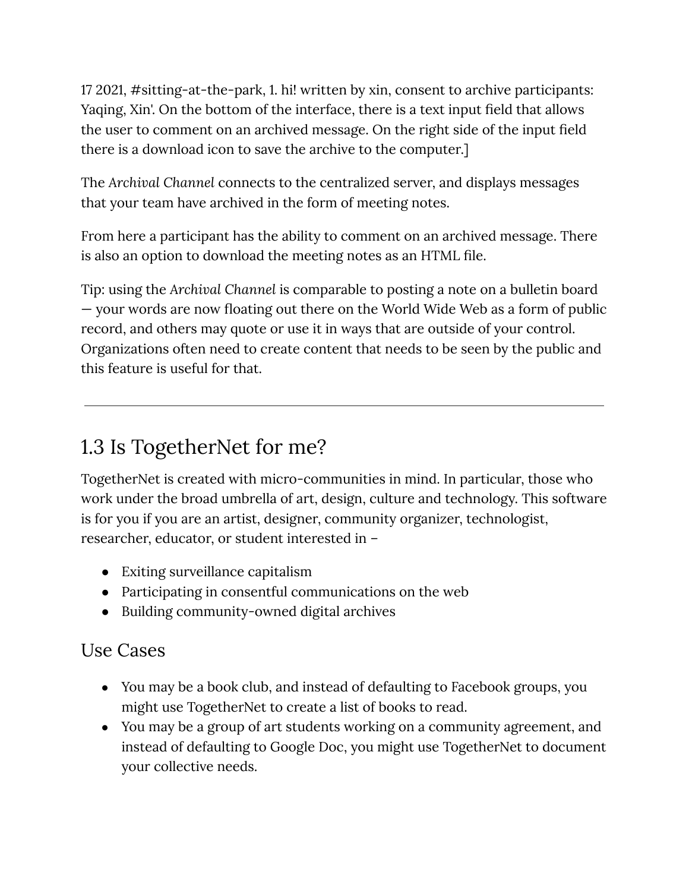17 2021, #sitting-at-the-park, 1. hi! written by xin, consent to archive participants: Yaqing, Xin'. On the bottom of the interface, there is a text input field that allows the user to comment on an archived message. On the right side of the input field there is a download icon to save the archive to the computer.]

The *Archival Channel* connects to the centralized server, and displays messages that your team have archived in the form of meeting notes.

From here a participant has the ability to comment on an archived message. There is also an option to download the meeting notes as an HTML file.

Tip: using the *Archival Channel* is comparable to posting a note on a bulletin board — your words are now floating out there on the World Wide Web as a form of public record, and others may quote or use it in ways that are outside of your control. Organizations often need to create content that needs to be seen by the public and this feature is useful for that.

---

## 1.3 Is TogetherNet for me?

TogetherNet is created with micro-communities in mind. In particular, those who work under the broad umbrella of art, design, culture and technology. This software is for you if you are an artist, designer, community organizer, technologist, researcher, educator, or student interested in –

- Exiting surveillance capitalism
- Participating in consentful communications on the web
- Building community-owned digital archives

### Use Cases

- You may be a book club, and instead of defaulting to Facebook groups, you might use TogetherNet to create a list of books to read.
- You may be a group of art students working on a community agreement, and instead of defaulting to Google Doc, you might use TogetherNet to document your collective needs.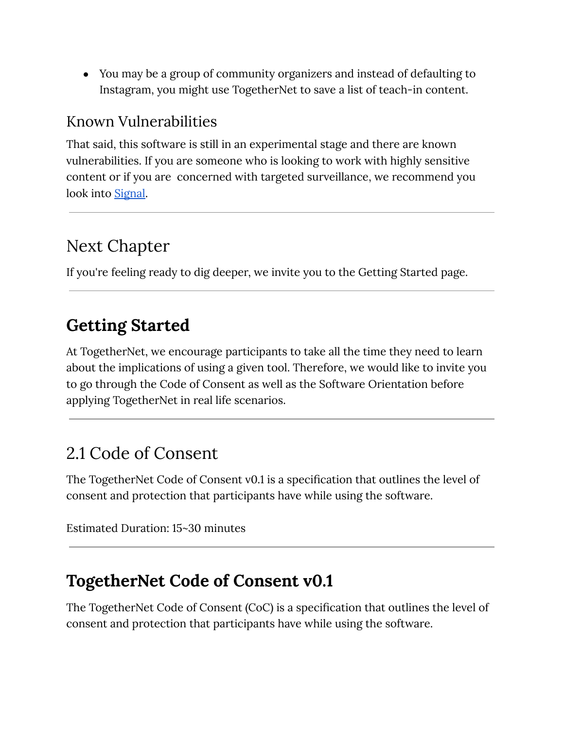- You may be a group of community organizers and instead of defaulting to Instagram, you might use TogetherNet to save a list of teach-in content.

### Known Vulnerabilities

That said, this software is still in an experimental stage and there are known vulnerabilities. If you are someone who is looking to work with highly sensitive content or if you are concerned with targeted surveillance, we recommend you look into [Signal].

---

### Next Chapter

If you're feeling ready to dig deeper, we invite you to the Getting Started page.

---

## Getting Started

At TogetherNet, we encourage participants to take all the time they need to learn about the implications of using a given tool. Therefore, we would like to invite you to go through the Code of Consent as well as the Software Orientation before applying TogetherNet in real life scenarios.

---

### 2.1 Code of Consent

The TogetherNet Code of Consent v0.1 is a specification that outlines the level of consent and protection that participants have while using the software.

Estimated Duration: 15~30 minutes

---

## TogetherNet Code of Consent v0.1

The TogetherNet Code of Consent (CoC) is a specification that outlines the level of consent and protection that participants have while using the software.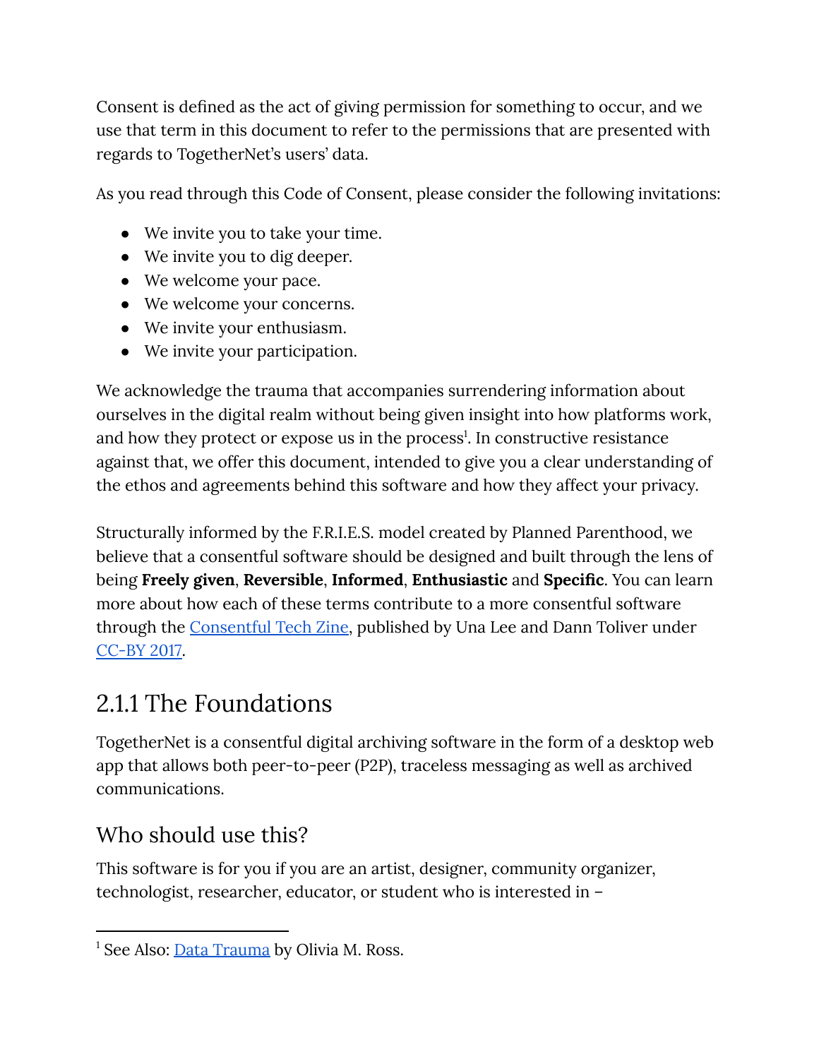Consent is defined as the act of giving permission for something to occur, and we use that term in this document to refer to the permissions that are presented with regards to TogetherNet's users' data.

As you read through this Code of Consent, please consider the following invitations:

- We invite you to take your time.
- We invite you to dig deeper.
- We welcome your pace.
- We welcome your concerns.
- We invite your enthusiasm.
- We invite your participation.

We acknowledge the trauma that accompanies surrendering information about ourselves in the digital realm without being given insight into how platforms work, and how they protect or expose us in the process[1]. In constructive resistance against that, we offer this document, intended to give you a clear understanding of the ethos and agreements behind this software and how they affect your privacy.

Structurally informed by the F.R.I.E.S. model created by Planned Parenthood, we believe that a consentful software should be designed and built through the lens of being **Freely given**, **Reversible**, **Informed**, **Enthusiastic** and **Specific**. You can learn more about how each of these terms contribute to a more consentful software through the [Consentful Tech Zine](), published by Una Lee and Dann Toliver under [CC-BY 2017]().

## 2.1.1 The Foundations

TogetherNet is a consentful digital archiving software in the form of a desktop web app that allows both peer-to-peer (P2P), traceless messaging as well as archived communications.

### Who should use this?

This software is for you if you are an artist, designer, community organizer, technologist, researcher, educator, or student who is interested in –

---

[1] See Also: [Data Trauma]() by Olivia M. Ross.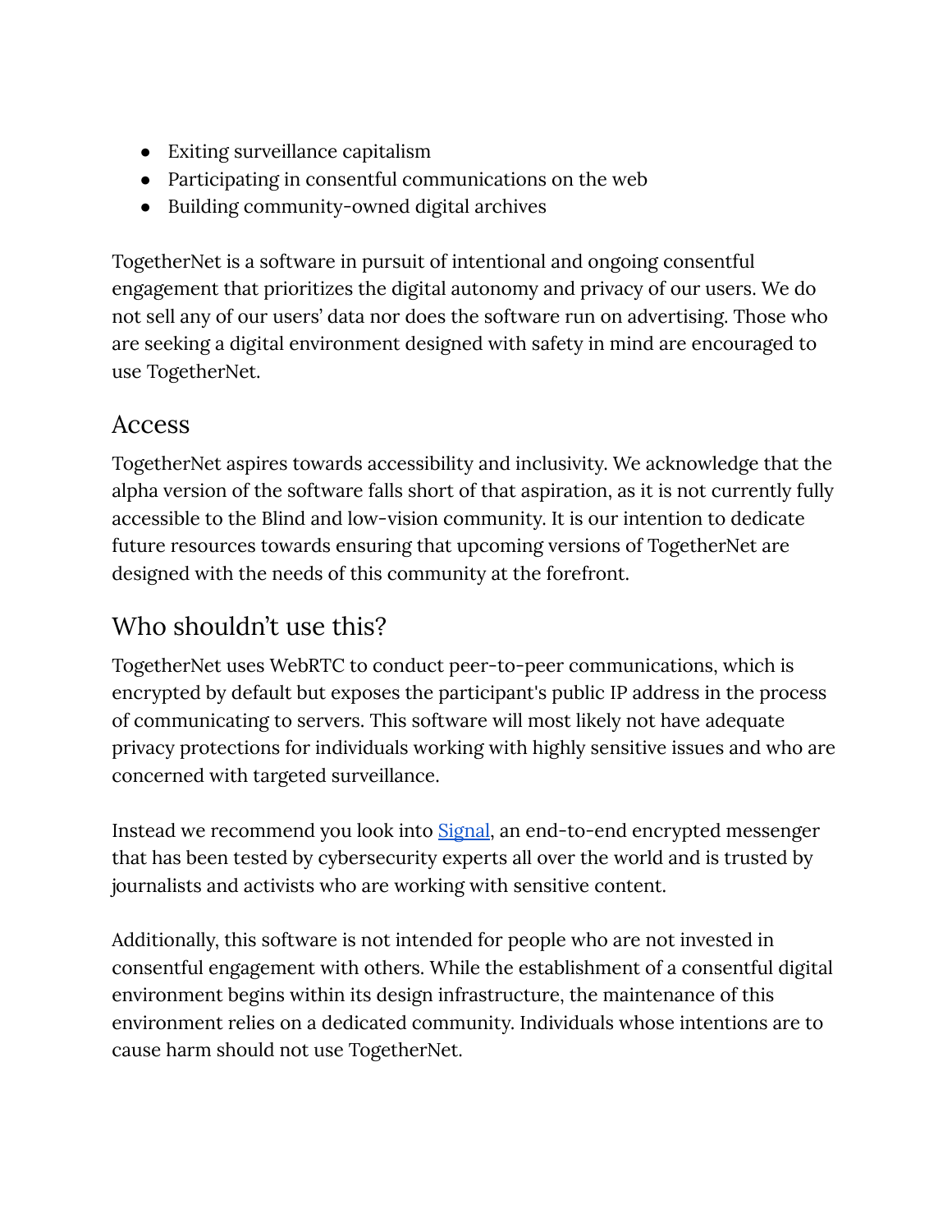- Exiting surveillance capitalism
- Participating in consentful communications on the web
- Building community-owned digital archives

TogetherNet is a software in pursuit of intentional and ongoing consentful engagement that prioritizes the digital autonomy and privacy of our users. We do not sell any of our users' data nor does the software run on advertising. Those who are seeking a digital environment designed with safety in mind are encouraged to use TogetherNet.

## Access

TogetherNet aspires towards accessibility and inclusivity. We acknowledge that the alpha version of the software falls short of that aspiration, as it is not currently fully accessible to the Blind and low-vision community. It is our intention to dedicate future resources towards ensuring that upcoming versions of TogetherNet are designed with the needs of this community at the forefront.

## Who shouldn't use this?

TogetherNet uses WebRTC to conduct peer-to-peer communications, which is encrypted by default but exposes the participant's public IP address in the process of communicating to servers. This software will most likely not have adequate privacy protections for individuals working with highly sensitive issues and who are concerned with targeted surveillance.

Instead we recommend you look into [Signal](), an end-to-end encrypted messenger that has been tested by cybersecurity experts all over the world and is trusted by journalists and activists who are working with sensitive content.

Additionally, this software is not intended for people who are not invested in consentful engagement with others. While the establishment of a consentful digital environment begins within its design infrastructure, the maintenance of this environment relies on a dedicated community. Individuals whose intentions are to cause harm should not use TogetherNet.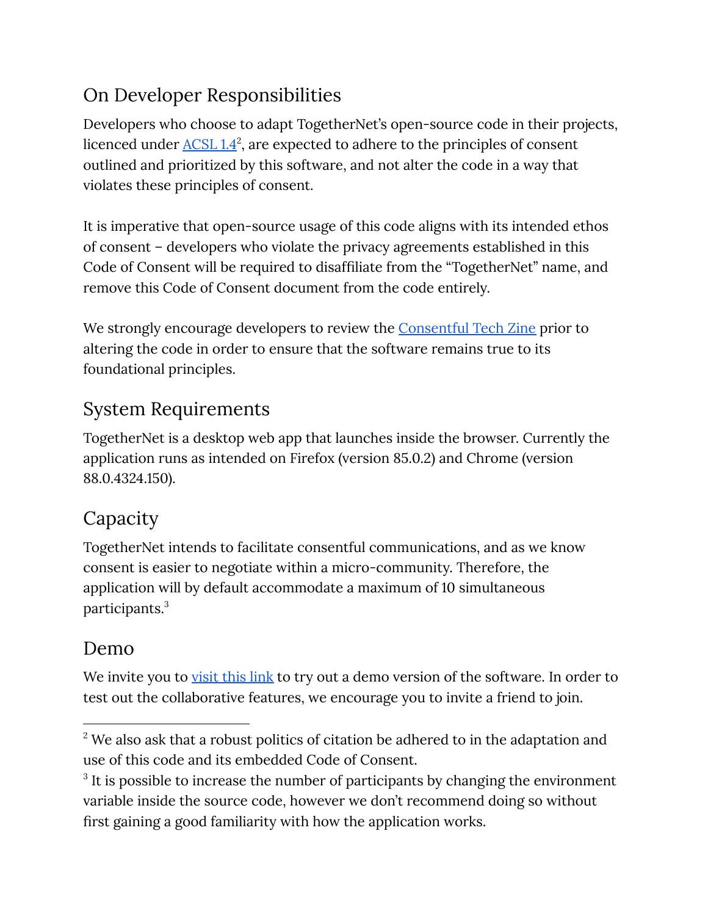## On Developer Responsibilities

Developers who choose to adapt TogetherNet's open-source code in their projects, licenced under ACSL 1.4[2], are expected to adhere to the principles of consent outlined and prioritized by this software, and not alter the code in a way that violates these principles of consent.

It is imperative that open-source usage of this code aligns with its intended ethos of consent – developers who violate the privacy agreements established in this Code of Consent will be required to disaffiliate from the "TogetherNet" name, and remove this Code of Consent document from the code entirely.

We strongly encourage developers to review the Consentful Tech Zine prior to altering the code in order to ensure that the software remains true to its foundational principles.

## System Requirements

TogetherNet is a desktop web app that launches inside the browser. Currently the application runs as intended on Firefox (version 85.0.2) and Chrome (version 88.0.4324.150).

## Capacity

TogetherNet intends to facilitate consentful communications, and as we know consent is easier to negotiate within a micro-community. Therefore, the application will by default accommodate a maximum of 10 simultaneous participants.[3]

## Demo

We invite you to visit this link to try out a demo version of the software. In order to test out the collaborative features, we encourage you to invite a friend to join.

---

[2] We also ask that a robust politics of citation be adhered to in the adaptation and use of this code and its embedded Code of Consent.

[3] It is possible to increase the number of participants by changing the environment variable inside the source code, however we don't recommend doing so without first gaining a good familiarity with how the application works.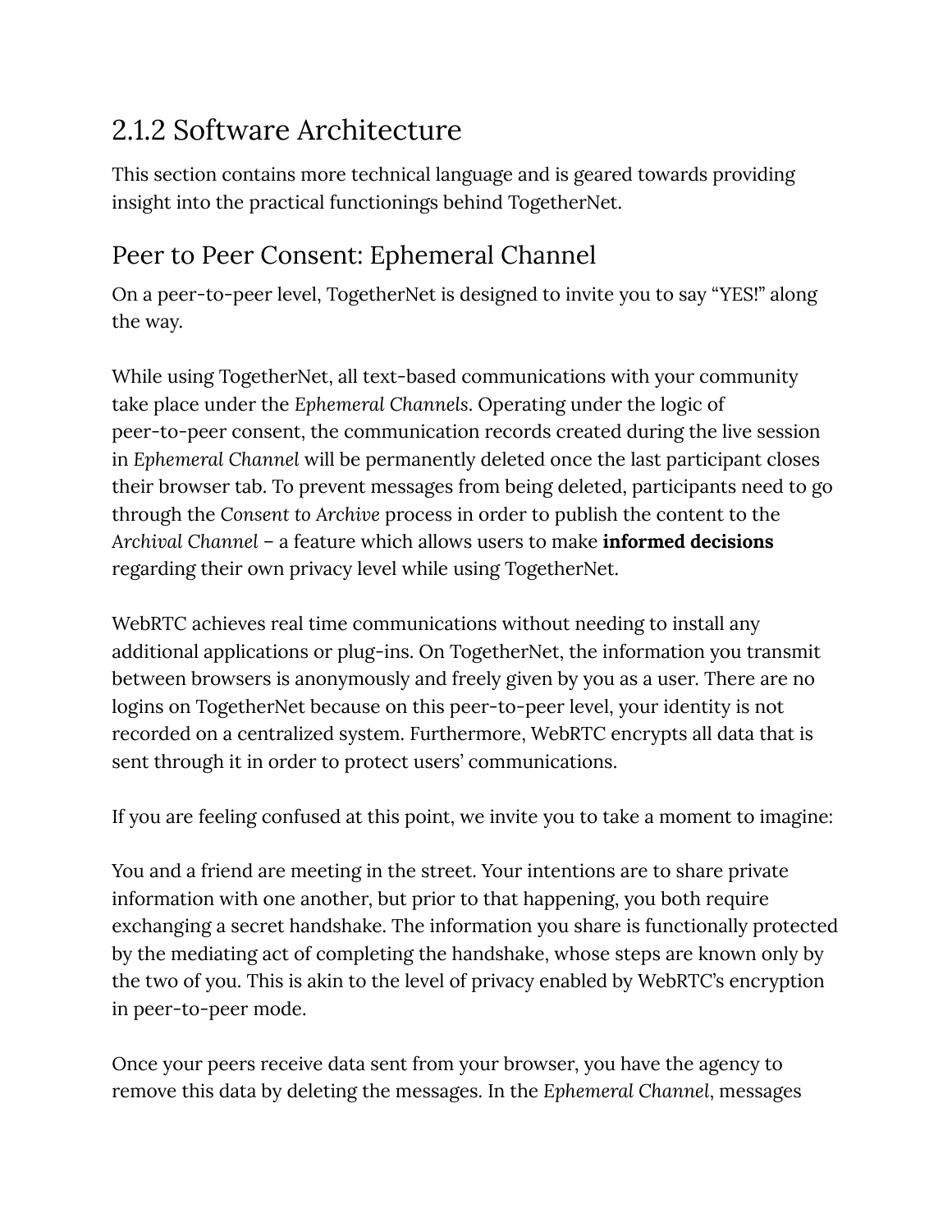## 2.1.2 Software Architecture

This section contains more technical language and is geared towards providing insight into the practical functionings behind TogetherNet.

### Peer to Peer Consent: Ephemeral Channel

On a peer-to-peer level, TogetherNet is designed to invite you to say "YES!" along the way.

While using TogetherNet, all text-based communications with your community take place under the *Ephemeral Channels*. Operating under the logic of peer-to-peer consent, the communication records created during the live session in *Ephemeral Channel* will be permanently deleted once the last participant closes their browser tab. To prevent messages from being deleted, participants need to go through the *Consent to Archive* process in order to publish the content to the *Archival Channel* – a feature which allows users to make **informed decisions** regarding their own privacy level while using TogetherNet.

WebRTC achieves real time communications without needing to install any additional applications or plug-ins. On TogetherNet, the information you transmit between browsers is anonymously and freely given by you as a user. There are no logins on TogetherNet because on this peer-to-peer level, your identity is not recorded on a centralized system. Furthermore, WebRTC encrypts all data that is sent through it in order to protect users' communications.

If you are feeling confused at this point, we invite you to take a moment to imagine:

You and a friend are meeting in the street. Your intentions are to share private information with one another, but prior to that happening, you both require exchanging a secret handshake. The information you share is functionally protected by the mediating act of completing the handshake, whose steps are known only by the two of you. This is akin to the level of privacy enabled by WebRTC's encryption in peer-to-peer mode.

Once your peers receive data sent from your browser, you have the agency to remove this data by deleting the messages. In the *Ephemeral Channel*, messages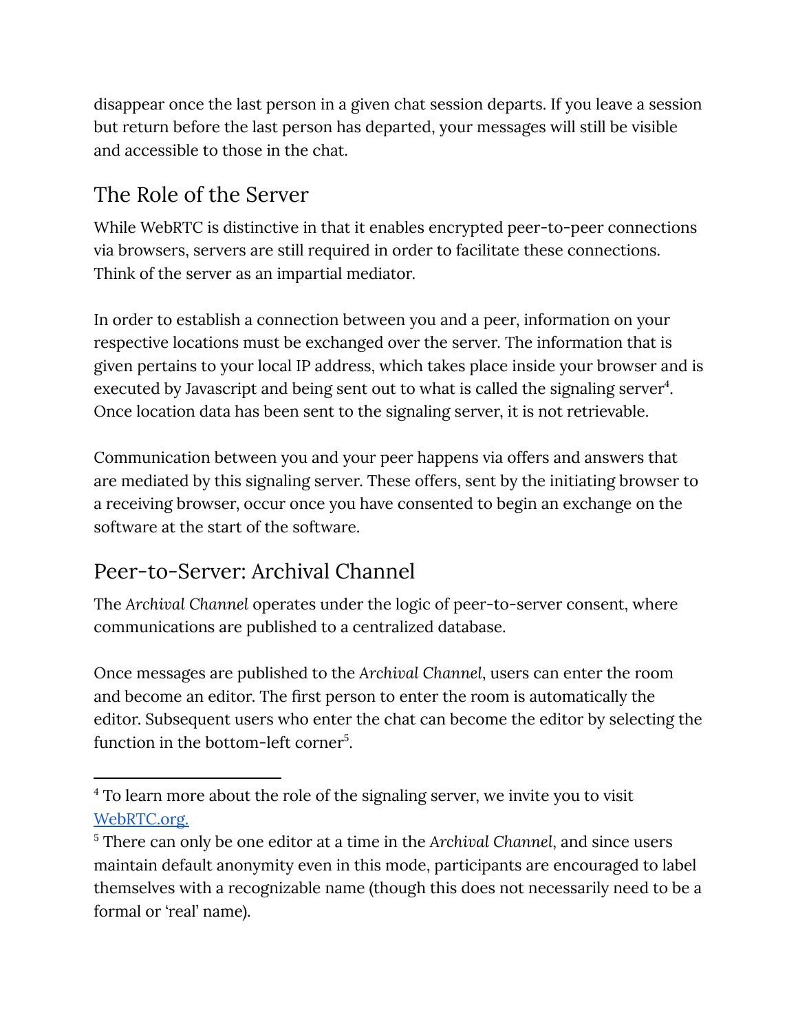disappear once the last person in a given chat session departs. If you leave a session but return before the last person has departed, your messages will still be visible and accessible to those in the chat.

## The Role of the Server

While WebRTC is distinctive in that it enables encrypted peer-to-peer connections via browsers, servers are still required in order to facilitate these connections. Think of the server as an impartial mediator.

In order to establish a connection between you and a peer, information on your respective locations must be exchanged over the server. The information that is given pertains to your local IP address, which takes place inside your browser and is executed by Javascript and being sent out to what is called the signaling server[4]. Once location data has been sent to the signaling server, it is not retrievable.

Communication between you and your peer happens via offers and answers that are mediated by this signaling server. These offers, sent by the initiating browser to a receiving browser, occur once you have consented to begin an exchange on the software at the start of the software.

## Peer-to-Server: Archival Channel

The *Archival Channel* operates under the logic of peer-to-server consent, where communications are published to a centralized database.

Once messages are published to the *Archival Channel*, users can enter the room and become an editor. The first person to enter the room is automatically the editor. Subsequent users who enter the chat can become the editor by selecting the function in the bottom-left corner[5].

---

[4] To learn more about the role of the signaling server, we invite you to visit [WebRTC.org.](WebRTC.org)

[5] There can only be one editor at a time in the *Archival Channel*, and since users maintain default anonymity even in this mode, participants are encouraged to label themselves with a recognizable name (though this does not necessarily need to be a formal or 'real' name).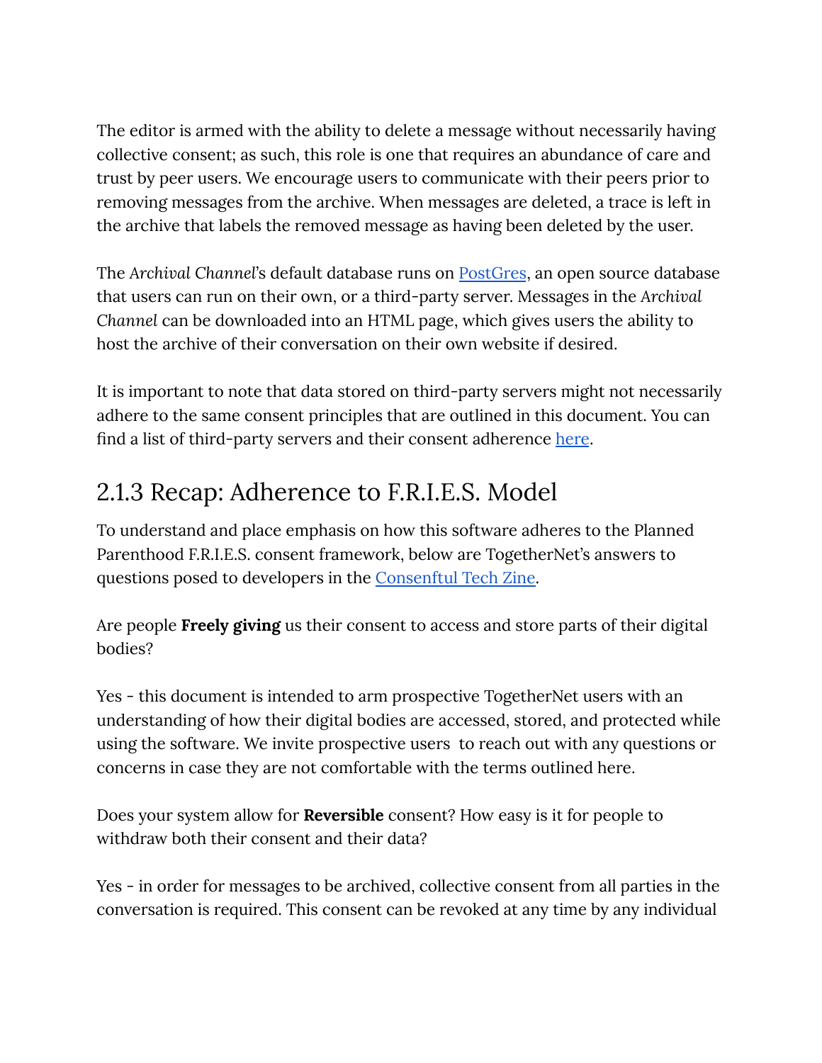The editor is armed with the ability to delete a message without necessarily having collective consent; as such, this role is one that requires an abundance of care and trust by peer users. We encourage users to communicate with their peers prior to removing messages from the archive. When messages are deleted, a trace is left in the archive that labels the removed message as having been deleted by the user.

The *Archival Channel*'s default database runs on PostGres, an open source database that users can run on their own, or a third-party server. Messages in the *Archival Channel* can be downloaded into an HTML page, which gives users the ability to host the archive of their conversation on their own website if desired.

It is important to note that data stored on third-party servers might not necessarily adhere to the same consent principles that are outlined in this document. You can find a list of third-party servers and their consent adherence here.

## 2.1.3 Recap: Adherence to F.R.I.E.S. Model

To understand and place emphasis on how this software adheres to the Planned Parenthood F.R.I.E.S. consent framework, below are TogetherNet's answers to questions posed to developers in the Consentful Tech Zine.

Are people **Freely giving** us their consent to access and store parts of their digital bodies?

Yes - this document is intended to arm prospective TogetherNet users with an understanding of how their digital bodies are accessed, stored, and protected while using the software. We invite prospective users to reach out with any questions or concerns in case they are not comfortable with the terms outlined here.

Does your system allow for **Reversible** consent? How easy is it for people to withdraw both their consent and their data?

Yes - in order for messages to be archived, collective consent from all parties in the conversation is required. This consent can be revoked at any time by any individual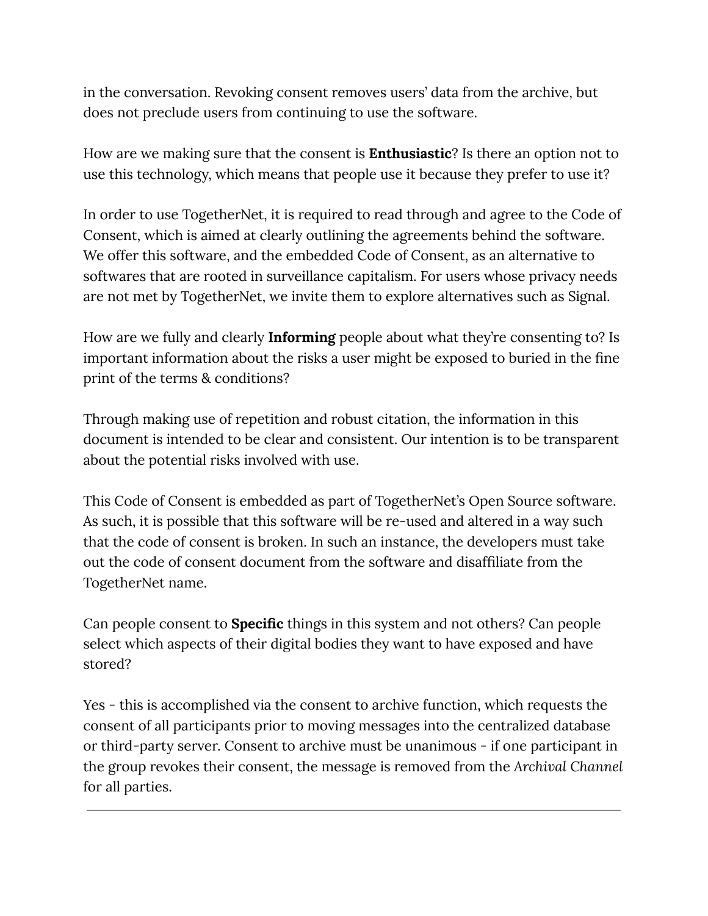in the conversation. Revoking consent removes users' data from the archive, but does not preclude users from continuing to use the software.

How are we making sure that the consent is **Enthusiastic**? Is there an option not to use this technology, which means that people use it because they prefer to use it?

In order to use TogetherNet, it is required to read through and agree to the Code of Consent, which is aimed at clearly outlining the agreements behind the software. We offer this software, and the embedded Code of Consent, as an alternative to softwares that are rooted in surveillance capitalism. For users whose privacy needs are not met by TogetherNet, we invite them to explore alternatives such as Signal.

How are we fully and clearly **Informing** people about what they're consenting to? Is important information about the risks a user might be exposed to buried in the fine print of the terms & conditions?

Through making use of repetition and robust citation, the information in this document is intended to be clear and consistent. Our intention is to be transparent about the potential risks involved with use.

This Code of Consent is embedded as part of TogetherNet's Open Source software. As such, it is possible that this software will be re-used and altered in a way such that the code of consent is broken. In such an instance, the developers must take out the code of consent document from the software and disaffiliate from the TogetherNet name.

Can people consent to **Specific** things in this system and not others? Can people select which aspects of their digital bodies they want to have exposed and have stored?

Yes - this is accomplished via the consent to archive function, which requests the consent of all participants prior to moving messages into the centralized database or third-party server. Consent to archive must be unanimous - if one participant in the group revokes their consent, the message is removed from the *Archival Channel* for all parties.

---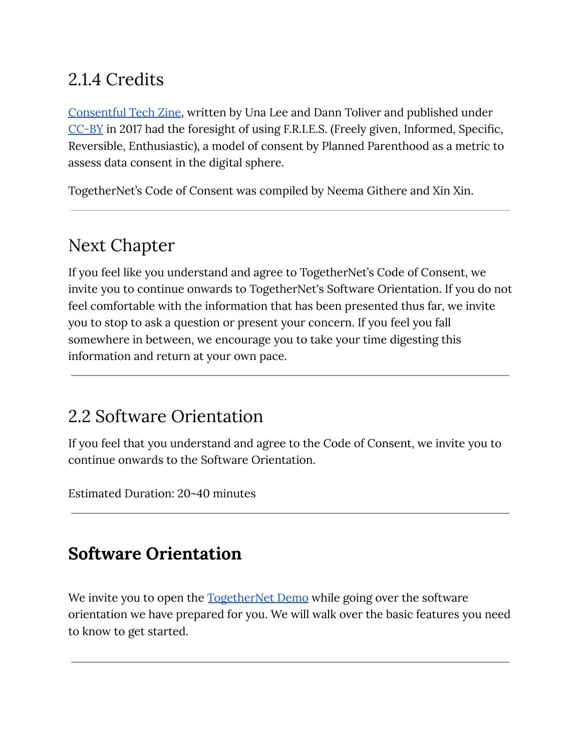## 2.1.4 Credits

[Consentful Tech Zine](), written by Una Lee and Dann Toliver and published under [CC-BY]() in 2017 had the foresight of using F.R.I.E.S. (Freely given, Informed, Specific, Reversible, Enthusiastic), a model of consent by Planned Parenthood as a metric to assess data consent in the digital sphere.

TogetherNet's Code of Consent was compiled by Neema Githere and Xin Xin.

---

## Next Chapter

If you feel like you understand and agree to TogetherNet's Code of Consent, we invite you to continue onwards to TogetherNet's Software Orientation. If you do not feel comfortable with the information that has been presented thus far, we invite you to stop to ask a question or present your concern. If you feel you fall somewhere in between, we encourage you to take your time digesting this information and return at your own pace.

---

## 2.2 Software Orientation

If you feel that you understand and agree to the Code of Consent, we invite you to continue onwards to the Software Orientation.

Estimated Duration: 20~40 minutes

---

## **Software Orientation**

We invite you to open the [TogetherNet Demo]() while going over the software orientation we have prepared for you. We will walk over the basic features you need to know to get started.

---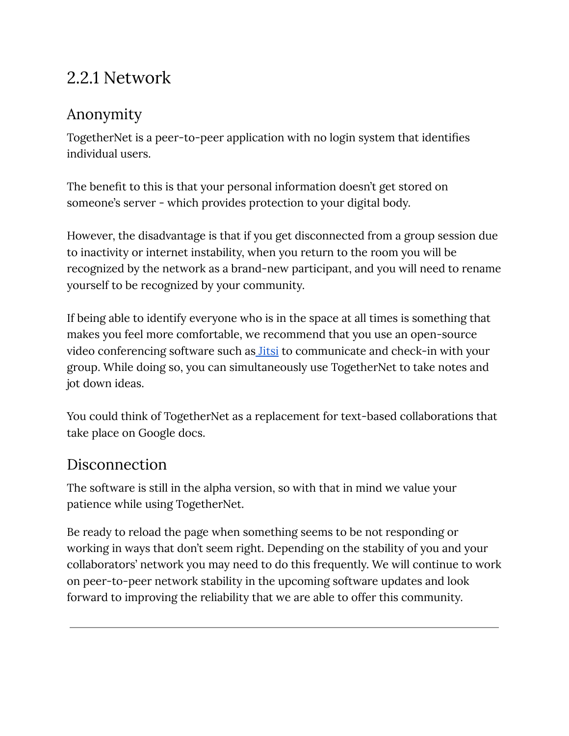## 2.2.1 Network

### Anonymity

TogetherNet is a peer-to-peer application with no login system that identifies individual users.

The benefit to this is that your personal information doesn't get stored on someone's server - which provides protection to your digital body.

However, the disadvantage is that if you get disconnected from a group session due to inactivity or internet instability, when you return to the room you will be recognized by the network as a brand-new participant, and you will need to rename yourself to be recognized by your community.

If being able to identify everyone who is in the space at all times is something that makes you feel more comfortable, we recommend that you use an open-source video conferencing software such as Jitsi to communicate and check-in with your group. While doing so, you can simultaneously use TogetherNet to take notes and jot down ideas.

You could think of TogetherNet as a replacement for text-based collaborations that take place on Google docs.

### Disconnection

The software is still in the alpha version, so with that in mind we value your patience while using TogetherNet.

Be ready to reload the page when something seems to be not responding or working in ways that don't seem right. Depending on the stability of you and your collaborators' network you may need to do this frequently. We will continue to work on peer-to-peer network stability in the upcoming software updates and look forward to improving the reliability that we are able to offer this community.

---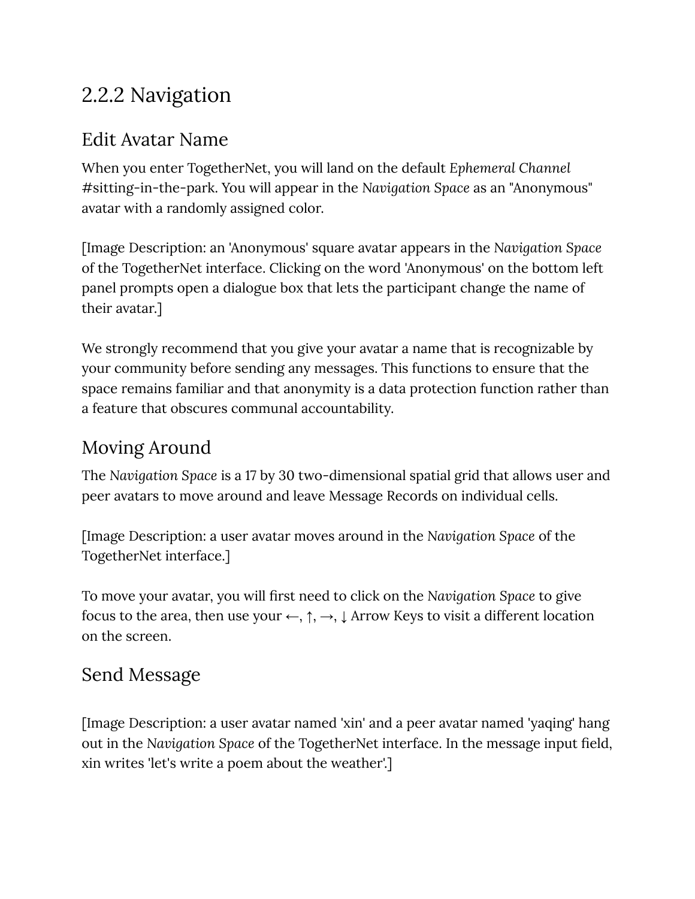## 2.2.2 Navigation

### Edit Avatar Name

When you enter TogetherNet, you will land on the default *Ephemeral Channel* #sitting-in-the-park. You will appear in the *Navigation Space* as an "Anonymous" avatar with a randomly assigned color.

[Image Description: an 'Anonymous' square avatar appears in the *Navigation Space* of the TogetherNet interface. Clicking on the word 'Anonymous' on the bottom left panel prompts open a dialogue box that lets the participant change the name of their avatar.]

We strongly recommend that you give your avatar a name that is recognizable by your community before sending any messages. This functions to ensure that the space remains familiar and that anonymity is a data protection function rather than a feature that obscures communal accountability.

### Moving Around

The *Navigation Space* is a 17 by 30 two-dimensional spatial grid that allows user and peer avatars to move around and leave Message Records on individual cells.

[Image Description: a user avatar moves around in the *Navigation Space* of the TogetherNet interface.]

To move your avatar, you will first need to click on the *Navigation Space* to give focus to the area, then use your ←, ↑, →, ↓ Arrow Keys to visit a different location on the screen.

### Send Message

[Image Description: a user avatar named 'xin' and a peer avatar named 'yaqing' hang out in the *Navigation Space* of the TogetherNet interface. In the message input field, xin writes 'let's write a poem about the weather'.]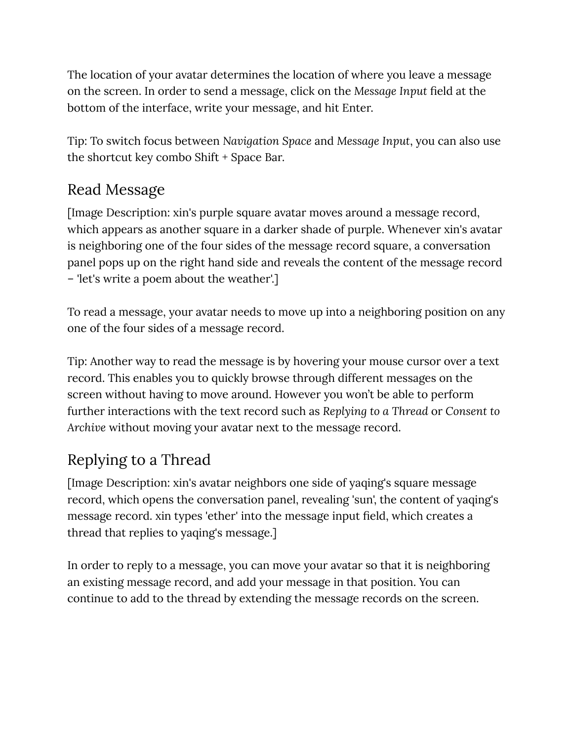The location of your avatar determines the location of where you leave a message on the screen. In order to send a message, click on the *Message Input* field at the bottom of the interface, write your message, and hit Enter.

Tip: To switch focus between *Navigation Space* and *Message Input*, you can also use the shortcut key combo Shift + Space Bar.

## Read Message

[Image Description: xin's purple square avatar moves around a message record, which appears as another square in a darker shade of purple. Whenever xin's avatar is neighboring one of the four sides of the message record square, a conversation panel pops up on the right hand side and reveals the content of the message record – 'let's write a poem about the weather'.]

To read a message, your avatar needs to move up into a neighboring position on any one of the four sides of a message record.

Tip: Another way to read the message is by hovering your mouse cursor over a text record. This enables you to quickly browse through different messages on the screen without having to move around. However you won't be able to perform further interactions with the text record such as *Replying to a Thread* or *Consent to Archive* without moving your avatar next to the message record.

## Replying to a Thread

[Image Description: xin's avatar neighbors one side of yaqing's square message record, which opens the conversation panel, revealing 'sun', the content of yaqing's message record. xin types 'ether' into the message input field, which creates a thread that replies to yaqing's message.]

In order to reply to a message, you can move your avatar so that it is neighboring an existing message record, and add your message in that position. You can continue to add to the thread by extending the message records on the screen.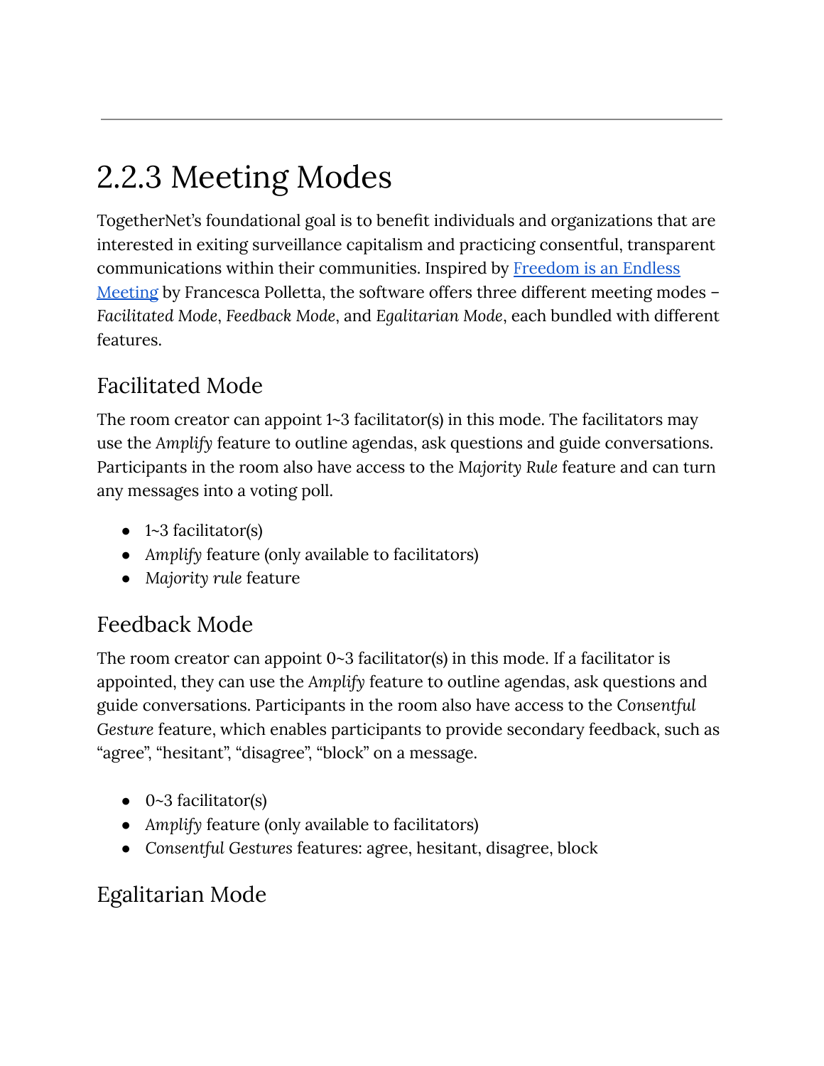---

# 2.2.3 Meeting Modes

TogetherNet's foundational goal is to benefit individuals and organizations that are interested in exiting surveillance capitalism and practicing consentful, transparent communications within their communities. Inspired by [Freedom is an Endless Meeting](#) by Francesca Polletta, the software offers three different meeting modes – *Facilitated Mode*, *Feedback Mode*, and *Egalitarian Mode*, each bundled with different features.

## Facilitated Mode

The room creator can appoint 1~3 facilitator(s) in this mode. The facilitators may use the *Amplify* feature to outline agendas, ask questions and guide conversations. Participants in the room also have access to the *Majority Rule* feature and can turn any messages into a voting poll.

- 1~3 facilitator(s)
- *Amplify* feature (only available to facilitators)
- *Majority rule* feature

## Feedback Mode

The room creator can appoint 0~3 facilitator(s) in this mode. If a facilitator is appointed, they can use the *Amplify* feature to outline agendas, ask questions and guide conversations. Participants in the room also have access to the *Consentful Gesture* feature, which enables participants to provide secondary feedback, such as "agree", "hesitant", "disagree", "block" on a message.

- 0~3 facilitator(s)
- *Amplify* feature (only available to facilitators)
- *Consentful Gestures* features: agree, hesitant, disagree, block

## Egalitarian Mode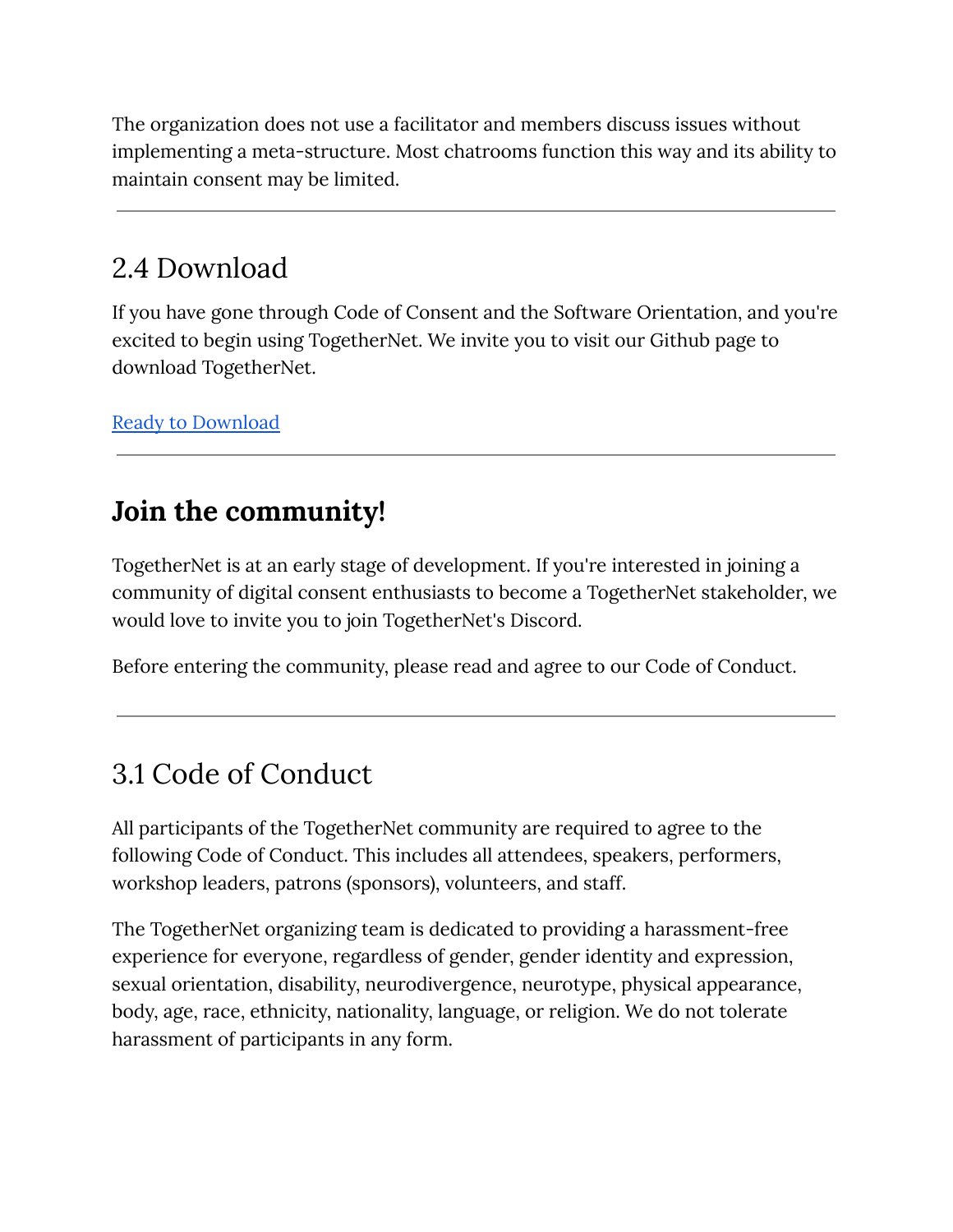The organization does not use a facilitator and members discuss issues without implementing a meta-structure. Most chatrooms function this way and its ability to maintain consent may be limited.

---

## 2.4 Download

If you have gone through Code of Consent and the Software Orientation, and you're excited to begin using TogetherNet. We invite you to visit our Github page to download TogetherNet.

Ready to Download

---

## **Join the community!**

TogetherNet is at an early stage of development. If you're interested in joining a community of digital consent enthusiasts to become a TogetherNet stakeholder, we would love to invite you to join TogetherNet's Discord.

Before entering the community, please read and agree to our Code of Conduct.

---

## 3.1 Code of Conduct

All participants of the TogetherNet community are required to agree to the following Code of Conduct. This includes all attendees, speakers, performers, workshop leaders, patrons (sponsors), volunteers, and staff.

The TogetherNet organizing team is dedicated to providing a harassment-free experience for everyone, regardless of gender, gender identity and expression, sexual orientation, disability, neurodivergence, neurotype, physical appearance, body, age, race, ethnicity, nationality, language, or religion. We do not tolerate harassment of participants in any form.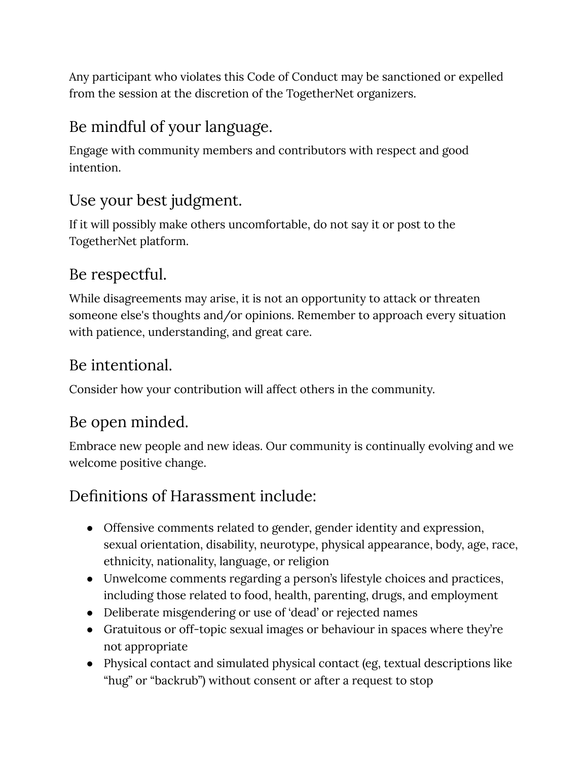Any participant who violates this Code of Conduct may be sanctioned or expelled from the session at the discretion of the TogetherNet organizers.

## Be mindful of your language.

Engage with community members and contributors with respect and good intention.

## Use your best judgment.

If it will possibly make others uncomfortable, do not say it or post to the TogetherNet platform.

## Be respectful.

While disagreements may arise, it is not an opportunity to attack or threaten someone else's thoughts and/or opinions. Remember to approach every situation with patience, understanding, and great care.

## Be intentional.

Consider how your contribution will affect others in the community.

## Be open minded.

Embrace new people and new ideas. Our community is continually evolving and we welcome positive change.

## Definitions of Harassment include:

- Offensive comments related to gender, gender identity and expression, sexual orientation, disability, neurotype, physical appearance, body, age, race, ethnicity, nationality, language, or religion
- Unwelcome comments regarding a person's lifestyle choices and practices, including those related to food, health, parenting, drugs, and employment
- Deliberate misgendering or use of 'dead' or rejected names
- Gratuitous or off-topic sexual images or behaviour in spaces where they're not appropriate
- Physical contact and simulated physical contact (eg, textual descriptions like "hug" or "backrub") without consent or after a request to stop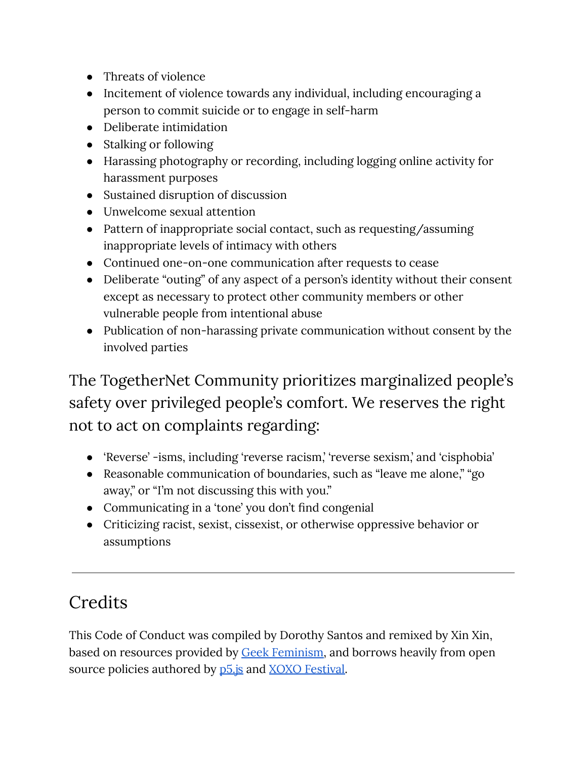- Threats of violence
- Incitement of violence towards any individual, including encouraging a person to commit suicide or to engage in self-harm
- Deliberate intimidation
- Stalking or following
- Harassing photography or recording, including logging online activity for harassment purposes
- Sustained disruption of discussion
- Unwelcome sexual attention
- Pattern of inappropriate social contact, such as requesting/assuming inappropriate levels of intimacy with others
- Continued one-on-one communication after requests to cease
- Deliberate "outing" of any aspect of a person's identity without their consent except as necessary to protect other community members or other vulnerable people from intentional abuse
- Publication of non-harassing private communication without consent by the involved parties

### The TogetherNet Community prioritizes marginalized people's safety over privileged people's comfort. We reserves the right not to act on complaints regarding:

- 'Reverse' -isms, including 'reverse racism,' 'reverse sexism,' and 'cisphobia'
- Reasonable communication of boundaries, such as "leave me alone," "go away," or "I'm not discussing this with you."
- Communicating in a 'tone' you don't find congenial
- Criticizing racist, sexist, cissexist, or otherwise oppressive behavior or assumptions

---

## Credits

This Code of Conduct was compiled by Dorothy Santos and remixed by Xin Xin, based on resources provided by [Geek Feminism](), and borrows heavily from open source policies authored by [p5.js]() and [XOXO Festival]().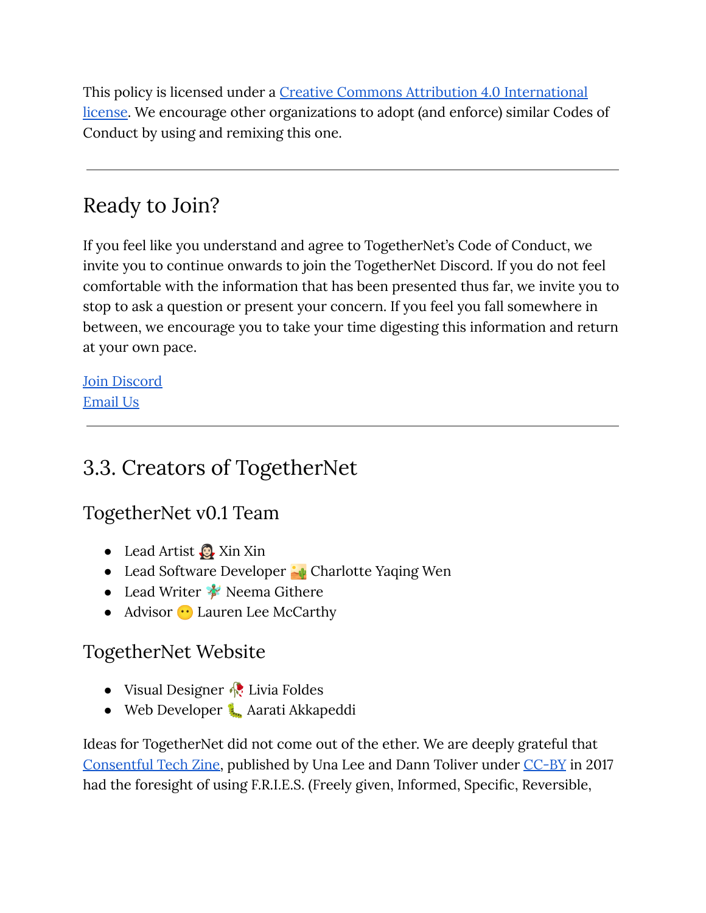This policy is licensed under a [Creative Commons Attribution 4.0 International license](). We encourage other organizations to adopt (and enforce) similar Codes of Conduct by using and remixing this one.

---

## Ready to Join?

If you feel like you understand and agree to TogetherNet's Code of Conduct, we invite you to continue onwards to join the TogetherNet Discord. If you do not feel comfortable with the information that has been presented thus far, we invite you to stop to ask a question or present your concern. If you feel you fall somewhere in between, we encourage you to take your time digesting this information and return at your own pace.

[Join Discord]()
[Email Us]()

---

## 3.3. Creators of TogetherNet

### TogetherNet v0.1 Team

- Lead Artist 🧛🏻‍♀️ Xin Xin
- Lead Software Developer 🏜️ Charlotte Yaqing Wen
- Lead Writer 🧚 Neema Githere
- Advisor 😶 Lauren Lee McCarthy

### TogetherNet Website

- Visual Designer 🥀 Livia Foldes
- Web Developer 🐛 Aarati Akkapeddi

Ideas for TogetherNet did not come out of the ether. We are deeply grateful that [Consentful Tech Zine](), published by Una Lee and Dann Toliver under [CC-BY]() in 2017 had the foresight of using F.R.I.E.S. (Freely given, Informed, Specific, Reversible,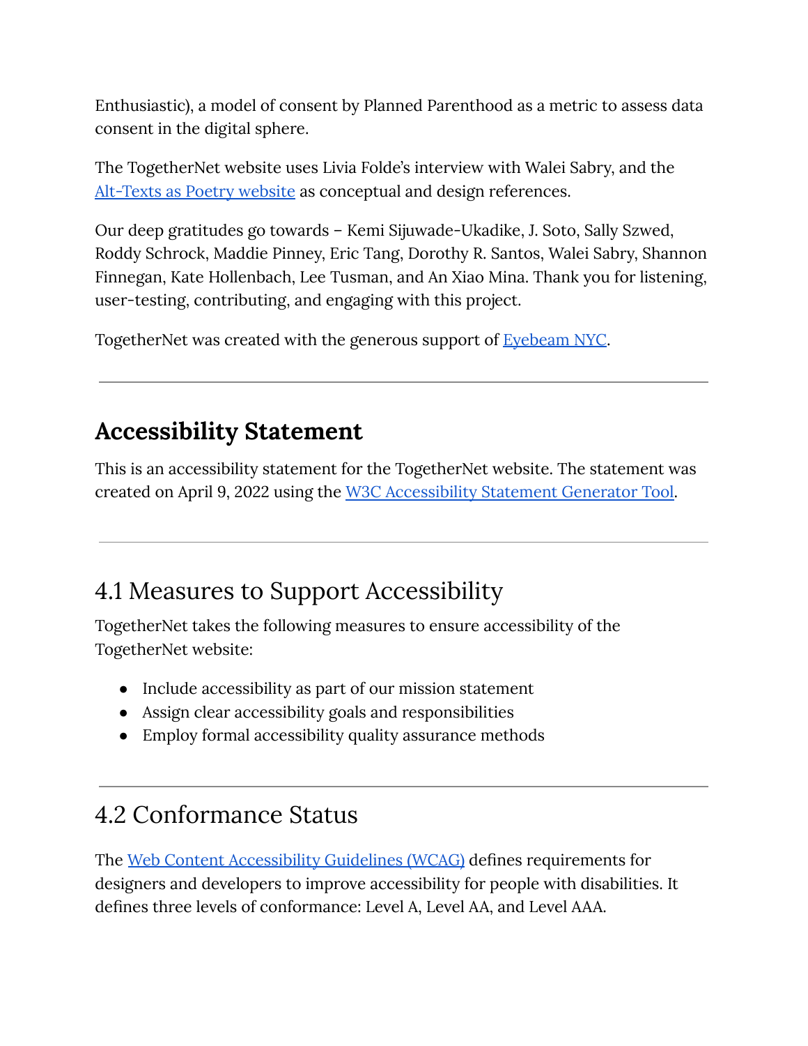Enthusiastic), a model of consent by Planned Parenthood as a metric to assess data consent in the digital sphere.

The TogetherNet website uses Livia Folde's interview with Walei Sabry, and the [Alt-Texts as Poetry website]() as conceptual and design references.

Our deep gratitudes go towards – Kemi Sijuwade-Ukadike, J. Soto, Sally Szwed, Roddy Schrock, Maddie Pinney, Eric Tang, Dorothy R. Santos, Walei Sabry, Shannon Finnegan, Kate Hollenbach, Lee Tusman, and An Xiao Mina. Thank you for listening, user-testing, contributing, and engaging with this project.

TogetherNet was created with the generous support of [Eyebeam NYC]().

---

## Accessibility Statement

This is an accessibility statement for the TogetherNet website. The statement was created on April 9, 2022 using the [W3C Accessibility Statement Generator Tool]().

---

## 4.1 Measures to Support Accessibility

TogetherNet takes the following measures to ensure accessibility of the TogetherNet website:

- Include accessibility as part of our mission statement
- Assign clear accessibility goals and responsibilities
- Employ formal accessibility quality assurance methods

---

## 4.2 Conformance Status

The [Web Content Accessibility Guidelines (WCAG)]() defines requirements for designers and developers to improve accessibility for people with disabilities. It defines three levels of conformance: Level A, Level AA, and Level AAA.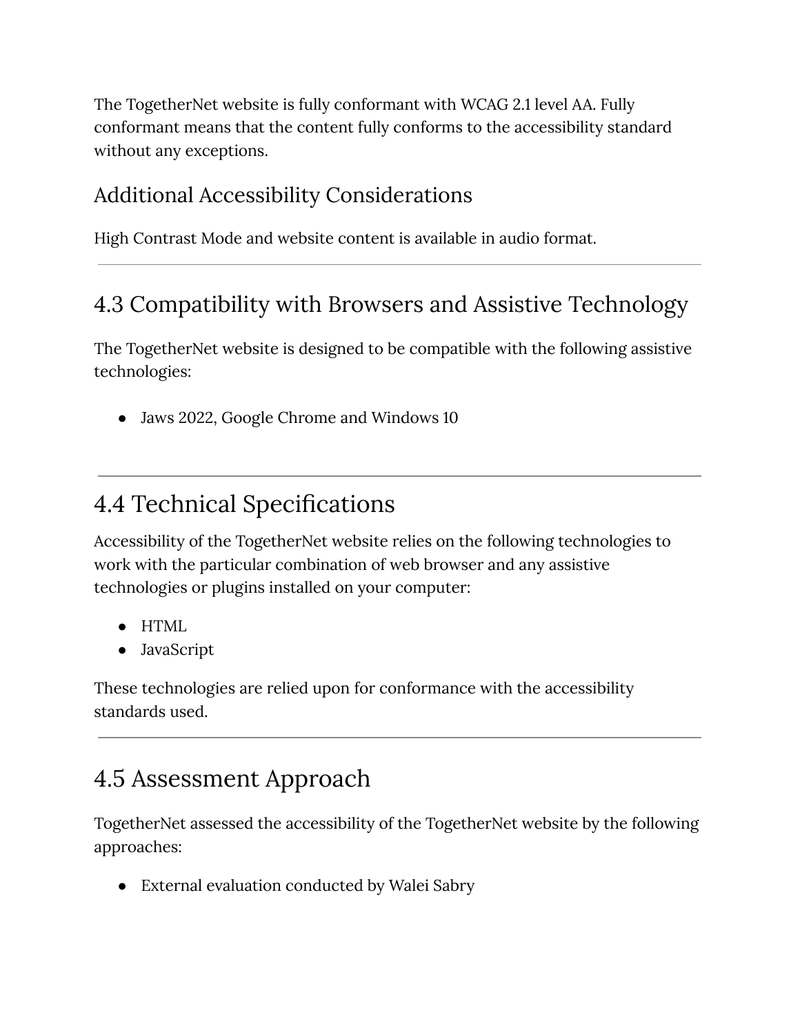The TogetherNet website is fully conformant with WCAG 2.1 level AA. Fully conformant means that the content fully conforms to the accessibility standard without any exceptions.

### Additional Accessibility Considerations

High Contrast Mode and website content is available in audio format.

---

## 4.3 Compatibility with Browsers and Assistive Technology

The TogetherNet website is designed to be compatible with the following assistive technologies:

- Jaws 2022, Google Chrome and Windows 10

---

## 4.4 Technical Specifications

Accessibility of the TogetherNet website relies on the following technologies to work with the particular combination of web browser and any assistive technologies or plugins installed on your computer:

- HTML
- JavaScript

These technologies are relied upon for conformance with the accessibility standards used.

---

## 4.5 Assessment Approach

TogetherNet assessed the accessibility of the TogetherNet website by the following approaches:

- External evaluation conducted by Walei Sabry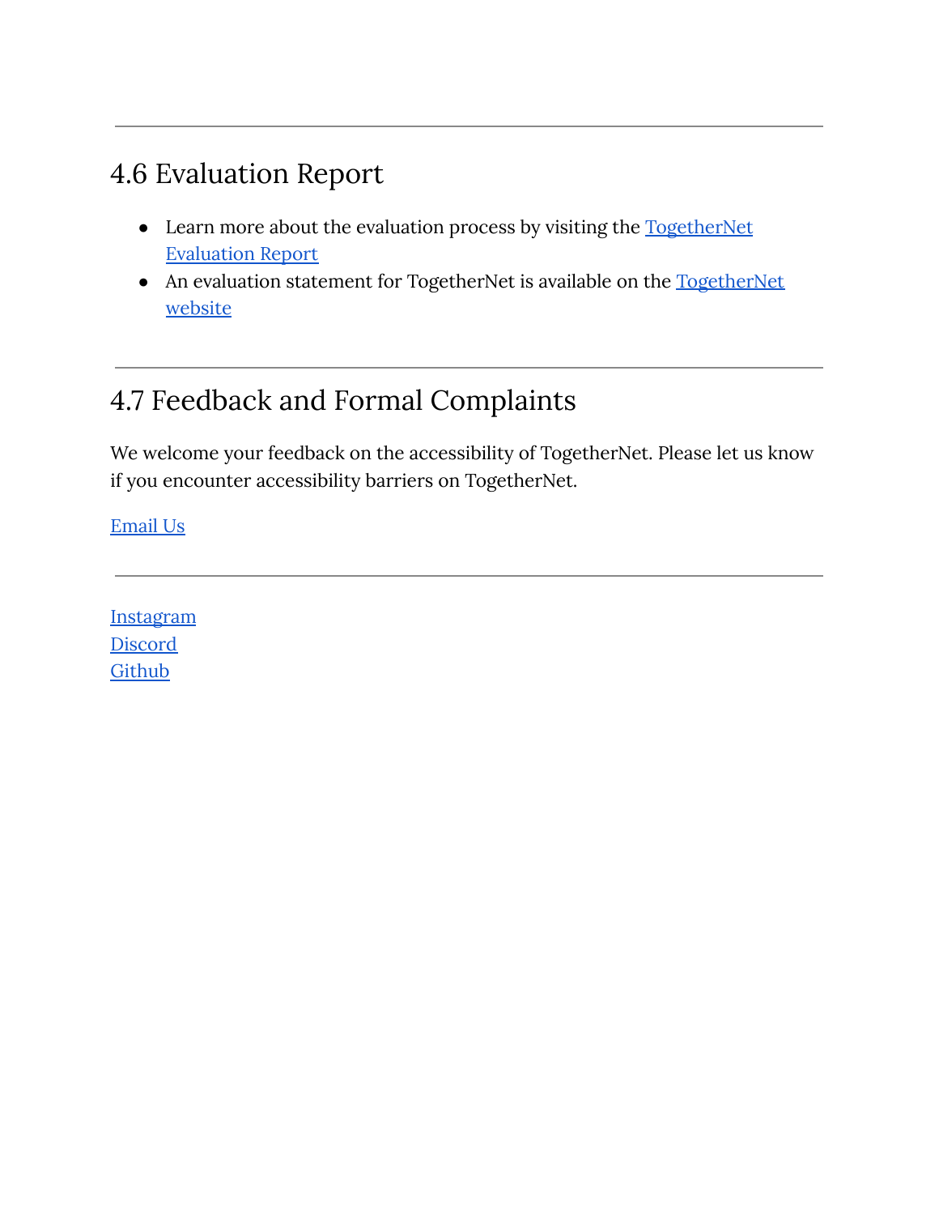---

## 4.6 Evaluation Report

- Learn more about the evaluation process by visiting the TogetherNet Evaluation Report
- An evaluation statement for TogetherNet is available on the TogetherNet website

---

## 4.7 Feedback and Formal Complaints

We welcome your feedback on the accessibility of TogetherNet. Please let us know if you encounter accessibility barriers on TogetherNet.

Email Us

---

Instagram
Discord
Github